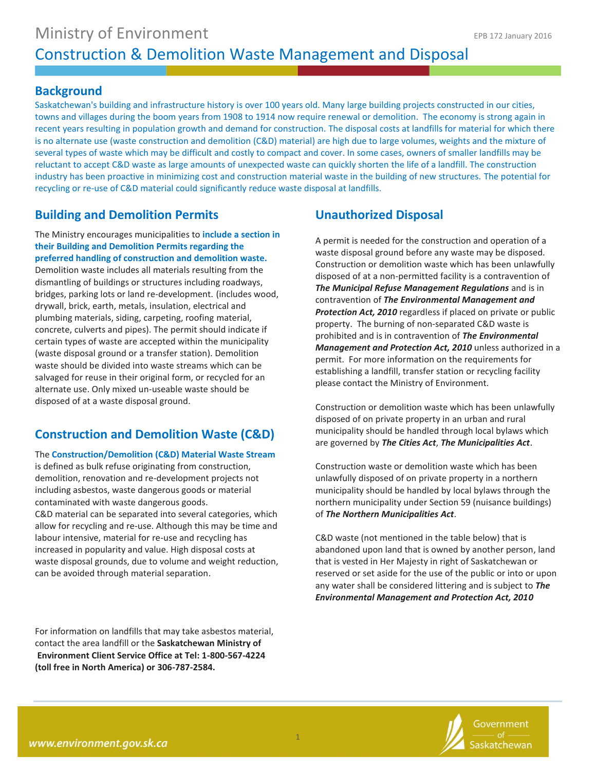Ministry of Environment

EPB 172 January 2016

# Construction & Demolition Waste Management and Disposal

## Background

Saskatchewan's building and infrastructure history is over 100 years old. Many large building projects constructed in our cities, towns and villages during the boom years from 1908 to 1914 now require renewal or demolition. The economy is strong again in recent years resulting in population growth and demand for construction. The disposal costs at landfills for material for which there is no alternate use (waste construction and demolition (C&D) material) are high due to large volumes, weights and the mixture of several types of waste which may be difficult and costly to compact and cover. In some cases, owners of smaller landfills may be reluctant to accept C&D waste as large amounts of unexpected waste can quickly shorten the life of a landfill. The construction industry has been proactive in minimizing cost and construction material waste in the building of new structures. The potential for recycling or re-use of C&D material could significantly reduce waste disposal at landfills.

## Building and Demolition Permits

The Ministry encourages municipalities to **include a section in their Building and Demolition Permits regarding the preferred handling of construction and demolition waste.** Demolition waste includes all materials resulting from the dismantling of buildings or structures including roadways, bridges, parking lots or land re-development. (includes wood, drywall, brick, earth, metals, insulation, electrical and plumbing materials, siding, carpeting, roofing material, concrete, culverts and pipes). The permit should indicate if certain types of waste are accepted within the municipality (waste disposal ground or a transfer station). Demolition waste should be divided into waste streams which can be salvaged for reuse in their original form, or recycled for an alternate use. Only mixed un-useable waste should be disposed of at a waste disposal ground.

## Construction and Demolition Waste (C&D)

The **Construction/Demolition (C&D) Material Waste Stream** is defined as bulk refuse originating from construction, demolition, renovation and re-development projects not including asbestos, waste dangerous goods or material contaminated with waste dangerous goods.

C&D material can be separated into several categories, which allow for recycling and re-use. Although this may be time and labour intensive, material for re-use and recycling has increased in popularity and value. High disposal costs at waste disposal grounds, due to volume and weight reduction, can be avoided through material separation.

For information on landfills that may take asbestos material, contact the area landfill or the **Saskatchewan Ministry of Environment Client Service Office at Tel: 1-800-567-4224 (toll free in North America) or 306-787-2584.**

## Unauthorized Disposal

A permit is needed for the construction and operation of a waste disposal ground before any waste may be disposed. Construction or demolition waste which has been unlawfully disposed of at a non-permitted facility is a contravention of ***The Municipal Refuse Management Regulations*** and is in contravention of ***The Environmental Management and Protection Act, 2010*** regardless if placed on private or public property. The burning of non-separated C&D waste is prohibited and is in contravention of ***The Environmental Management and Protection Act, 2010*** unless authorized in a permit. For more information on the requirements for establishing a landfill, transfer station or recycling facility please contact the Ministry of Environment.

Construction or demolition waste which has been unlawfully disposed of on private property in an urban and rural municipality should be handled through local bylaws which are governed by ***The Cities Act***, ***The Municipalities Act***.

Construction waste or demolition waste which has been unlawfully disposed of on private property in a northern municipality should be handled by local bylaws through the northern municipality under Section 59 (nuisance buildings) of ***The Northern Municipalities Act***.

C&D waste (not mentioned in the table below) that is abandoned upon land that is owned by another person, land that is vested in Her Majesty in right of Saskatchewan or reserved or set aside for the use of the public or into or upon any water shall be considered littering and is subject to ***The Environmental Management and Protection Act, 2010***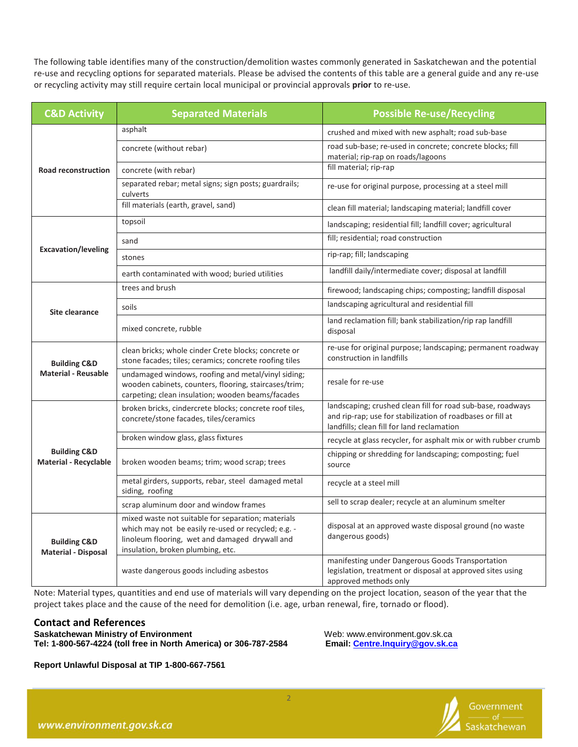The following table identifies many of the construction/demolition wastes commonly generated in Saskatchewan and the potential re-use and recycling options for separated materials. Please be advised the contents of this table are a general guide and any re-use or recycling activity may still require certain local municipal or provincial approvals **prior** to re-use.

| C&D Activity | Separated Materials | Possible Re-use/Recycling |
|---|---|---|
| Road reconstruction | asphalt | crushed and mixed with new asphalt; road sub-base |
| | concrete (without rebar) | road sub-base; re-used in concrete; concrete blocks; fill material; rip-rap on roads/lagoons |
| | concrete (with rebar) | fill material; rip-rap |
| | separated rebar; metal signs; sign posts; guardrails; culverts | re-use for original purpose, processing at a steel mill |
| | fill materials (earth, gravel, sand) | clean fill material; landscaping material; landfill cover |
| Excavation/leveling | topsoil | landscaping; residential fill; landfill cover; agricultural |
| | sand | fill; residential; road construction |
| | stones | rip-rap; fill; landscaping |
| | earth contaminated with wood; buried utilities | landfill daily/intermediate cover; disposal at landfill |
| Site clearance | trees and brush | firewood; landscaping chips; composting; landfill disposal |
| | soils | landscaping agricultural and residential fill |
| | mixed concrete, rubble | land reclamation fill; bank stabilization/rip rap landfill disposal |
| Building C&D Material - Reusable | clean bricks; whole cinder Crete blocks; concrete or stone facades; tiles; ceramics; concrete roofing tiles | re-use for original purpose; landscaping; permanent roadway construction in landfills |
| | undamaged windows, roofing and metal/vinyl siding; wooden cabinets, counters, flooring, staircases/trim; carpeting; clean insulation; wooden beams/facades | resale for re-use |
| Building C&D Material - Recyclable | broken bricks, cindercrete blocks; concrete roof tiles, concrete/stone facades, tiles/ceramics | landscaping; crushed clean fill for road sub-base, roadways and rip-rap; use for stabilization of roadbases or fill at landfills; clean fill for land reclamation |
| | broken window glass, glass fixtures | recycle at glass recycler, for asphalt mix or with rubber crumb |
| | broken wooden beams; trim; wood scrap; trees | chipping or shredding for landscaping; composting; fuel source |
| | metal girders, supports, rebar, steel damaged metal siding, roofing | recycle at a steel mill |
| | scrap aluminum door and window frames | sell to scrap dealer; recycle at an aluminum smelter |
| Building C&D Material - Disposal | mixed waste not suitable for separation; materials which may not be easily re-used or recycled; e.g. - linoleum flooring, wet and damaged drywall and insulation, broken plumbing, etc. | disposal at an approved waste disposal ground (no waste dangerous goods) |
| | waste dangerous goods including asbestos | manifesting under Dangerous Goods Transportation legislation, treatment or disposal at approved sites using approved methods only |

Note: Material types, quantities and end use of materials will vary depending on the project location, season of the year that the project takes place and the cause of the need for demolition (i.e. age, urban renewal, fire, tornado or flood).

## Contact and References

**Saskatchewan Ministry of Environment**
**Tel: 1-800-567-4224 (toll free in North America) or 306-787-2584**

Web: www.environment.gov.sk.ca
**Email: Centre.Inquiry@gov.sk.ca**

**Report Unlawful Disposal at TIP 1-800-667-7561**